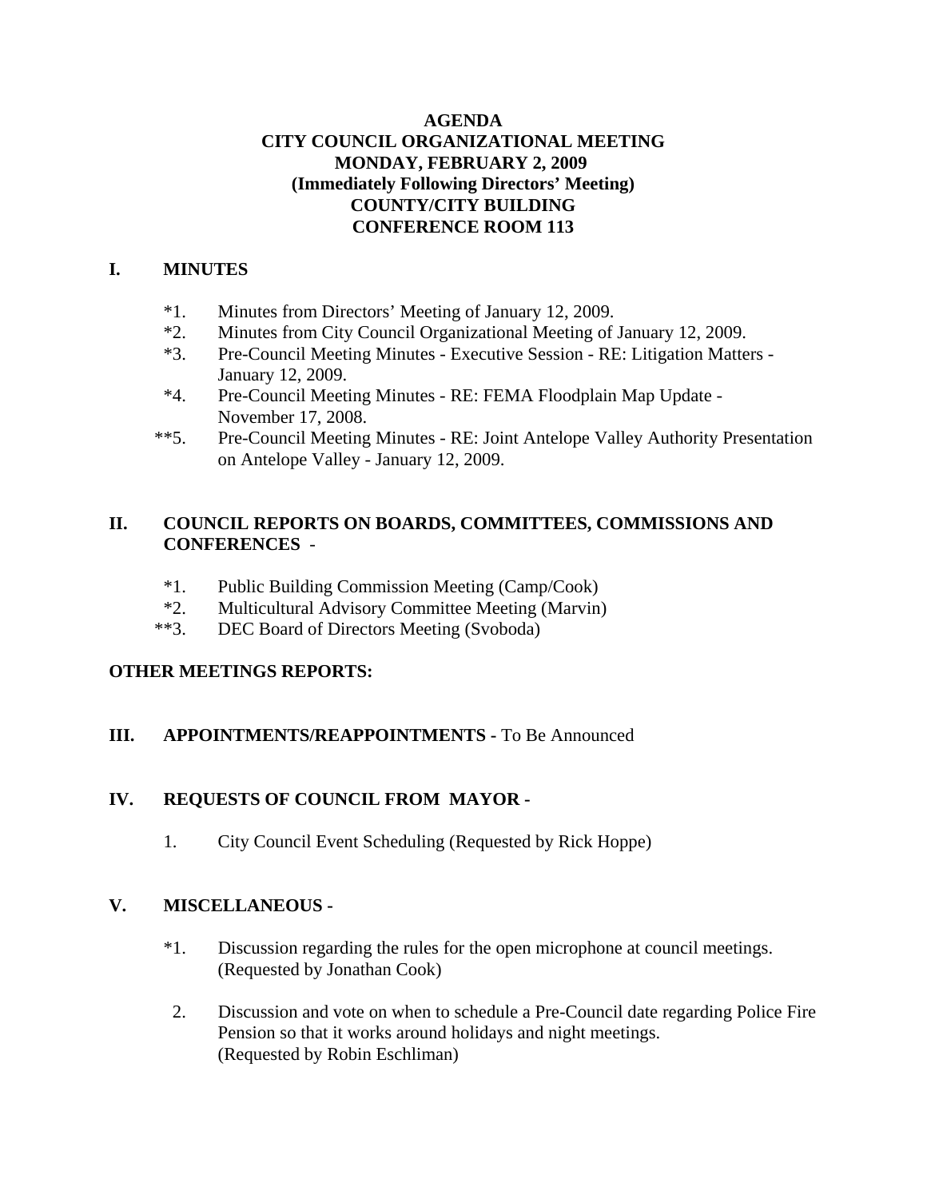**AGENDA**
**CITY COUNCIL ORGANIZATIONAL MEETING**
**MONDAY, FEBRUARY 2, 2009**
**(Immediately Following Directors' Meeting)**
**COUNTY/CITY BUILDING**
**CONFERENCE ROOM 113**

## I. MINUTES

*1. Minutes from Directors' Meeting of January 12, 2009.

*2. Minutes from City Council Organizational Meeting of January 12, 2009.

*3. Pre-Council Meeting Minutes - Executive Session - RE: Litigation Matters - January 12, 2009.

*4. Pre-Council Meeting Minutes - RE: FEMA Floodplain Map Update - November 17, 2008.

**5. Pre-Council Meeting Minutes - RE: Joint Antelope Valley Authority Presentation on Antelope Valley - January 12, 2009.

## II. COUNCIL REPORTS ON BOARDS, COMMITTEES, COMMISSIONS AND CONFERENCES -

*1. Public Building Commission Meeting (Camp/Cook)

*2. Multicultural Advisory Committee Meeting (Marvin)

**3. DEC Board of Directors Meeting (Svoboda)

## OTHER MEETINGS REPORTS:

## III. APPOINTMENTS/REAPPOINTMENTS - To Be Announced

## IV. REQUESTS OF COUNCIL FROM MAYOR -

1. City Council Event Scheduling (Requested by Rick Hoppe)

## V. MISCELLANEOUS -

*1. Discussion regarding the rules for the open microphone at council meetings. (Requested by Jonathan Cook)

2. Discussion and vote on when to schedule a Pre-Council date regarding Police Fire Pension so that it works around holidays and night meetings. (Requested by Robin Eschliman)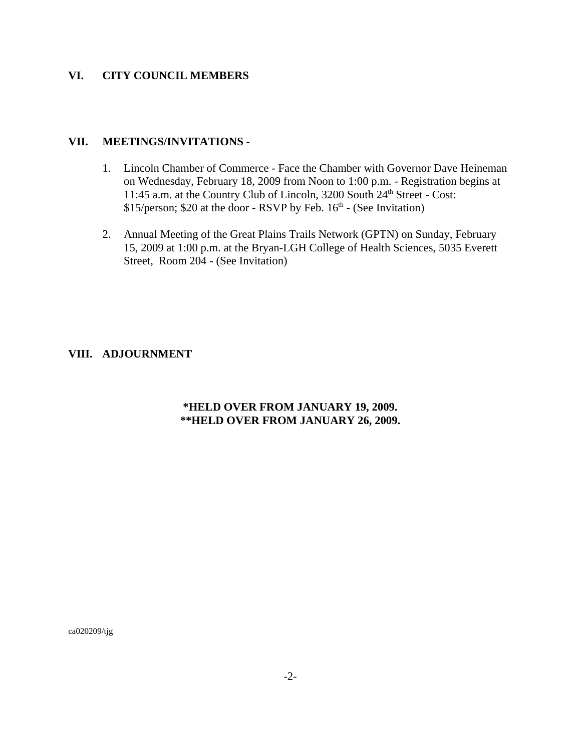## VI. CITY COUNCIL MEMBERS

## VII. MEETINGS/INVITATIONS -

1. Lincoln Chamber of Commerce - Face the Chamber with Governor Dave Heineman on Wednesday, February 18, 2009 from Noon to 1:00 p.m. - Registration begins at 11:45 a.m. at the Country Club of Lincoln, 3200 South 24th Street - Cost: $15/person; $20 at the door - RSVP by Feb. 16th - (See Invitation)

2. Annual Meeting of the Great Plains Trails Network (GPTN) on Sunday, February 15, 2009 at 1:00 p.m. at the Bryan-LGH College of Health Sciences, 5035 Everett Street, Room 204 - (See Invitation)

## VIII. ADJOURNMENT

**\*HELD OVER FROM JANUARY 19, 2009.**
**\*\*HELD OVER FROM JANUARY 26, 2009.**

ca020209/tjg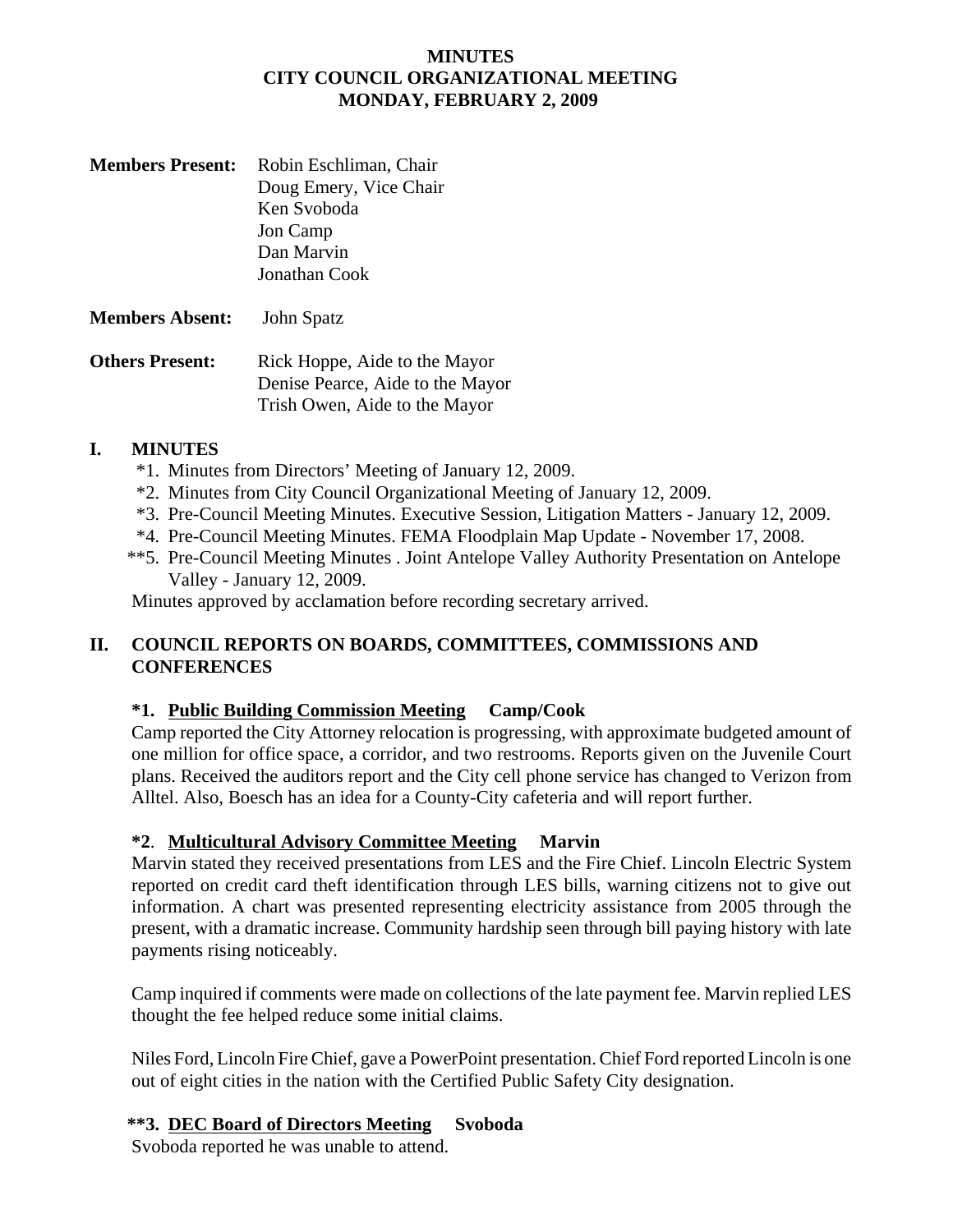**MINUTES**
**CITY COUNCIL ORGANIZATIONAL MEETING**
**MONDAY, FEBRUARY 2, 2009**

**Members Present:** Robin Eschliman, Chair
Doug Emery, Vice Chair
Ken Svoboda
Jon Camp
Dan Marvin
Jonathan Cook

**Members Absent:** John Spatz

**Others Present:** Rick Hoppe, Aide to the Mayor
Denise Pearce, Aide to the Mayor
Trish Owen, Aide to the Mayor

## I. MINUTES

*1. Minutes from Directors' Meeting of January 12, 2009.
*2. Minutes from City Council Organizational Meeting of January 12, 2009.
*3. Pre-Council Meeting Minutes. Executive Session, Litigation Matters - January 12, 2009.
*4. Pre-Council Meeting Minutes. FEMA Floodplain Map Update - November 17, 2008.
**5. Pre-Council Meeting Minutes . Joint Antelope Valley Authority Presentation on Antelope Valley - January 12, 2009.

Minutes approved by acclamation before recording secretary arrived.

## II. COUNCIL REPORTS ON BOARDS, COMMITTEES, COMMISSIONS AND CONFERENCES

**\*1. Public Building Commission Meeting Camp/Cook**

Camp reported the City Attorney relocation is progressing, with approximate budgeted amount of one million for office space, a corridor, and two restrooms. Reports given on the Juvenile Court plans. Received the auditors report and the City cell phone service has changed to Verizon from Alltel. Also, Boesch has an idea for a County-City cafeteria and will report further.

**\*2. Multicultural Advisory Committee Meeting Marvin**

Marvin stated they received presentations from LES and the Fire Chief. Lincoln Electric System reported on credit card theft identification through LES bills, warning citizens not to give out information. A chart was presented representing electricity assistance from 2005 through the present, with a dramatic increase. Community hardship seen through bill paying history with late payments rising noticeably.

Camp inquired if comments were made on collections of the late payment fee. Marvin replied LES thought the fee helped reduce some initial claims.

Niles Ford, Lincoln Fire Chief, gave a PowerPoint presentation. Chief Ford reported Lincoln is one out of eight cities in the nation with the Certified Public Safety City designation.

**\*\*3. DEC Board of Directors Meeting Svoboda**

Svoboda reported he was unable to attend.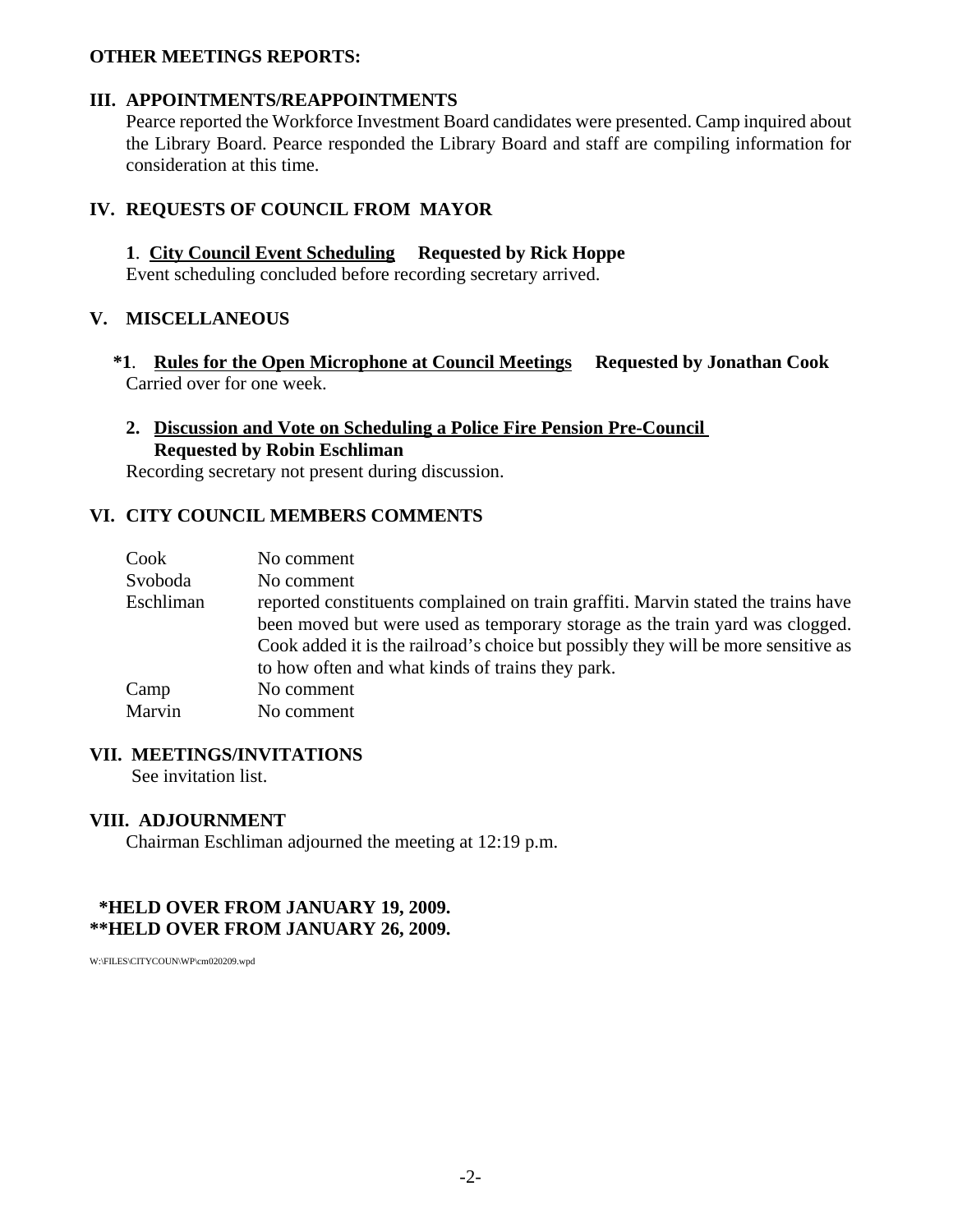**OTHER MEETINGS REPORTS:**

## III. APPOINTMENTS/REAPPOINTMENTS

Pearce reported the Workforce Investment Board candidates were presented. Camp inquired about the Library Board. Pearce responded the Library Board and staff are compiling information for consideration at this time.

## IV. REQUESTS OF COUNCIL FROM MAYOR

**1**. **<u>City Council Event Scheduling</u>** **Requested by Rick Hoppe**
Event scheduling concluded before recording secretary arrived.

## V. MISCELLANEOUS

**\*1**. **<u>Rules for the Open Microphone at Council Meetings</u>** **Requested by Jonathan Cook**
Carried over for one week.

**2. <u>Discussion and Vote on Scheduling a Police Fire Pension Pre-Council</u>**
**Requested by Robin Eschliman**
Recording secretary not present during discussion.

## VI. CITY COUNCIL MEMBERS COMMENTS

| | |
|---|---|
| Cook | No comment |
| Svoboda | No comment |
| Eschliman | reported constituents complained on train graffiti. Marvin stated the trains have been moved but were used as temporary storage as the train yard was clogged. Cook added it is the railroad's choice but possibly they will be more sensitive as to how often and what kinds of trains they park. |
| Camp | No comment |
| Marvin | No comment |

## VII. MEETINGS/INVITATIONS

See invitation list.

## VIII. ADJOURNMENT

Chairman Eschliman adjourned the meeting at 12:19 p.m.

**\*HELD OVER FROM JANUARY 19, 2009.**
**\*\*HELD OVER FROM JANUARY 26, 2009.**

W:\FILES\CITYCOUN\WP\cm020209.wpd